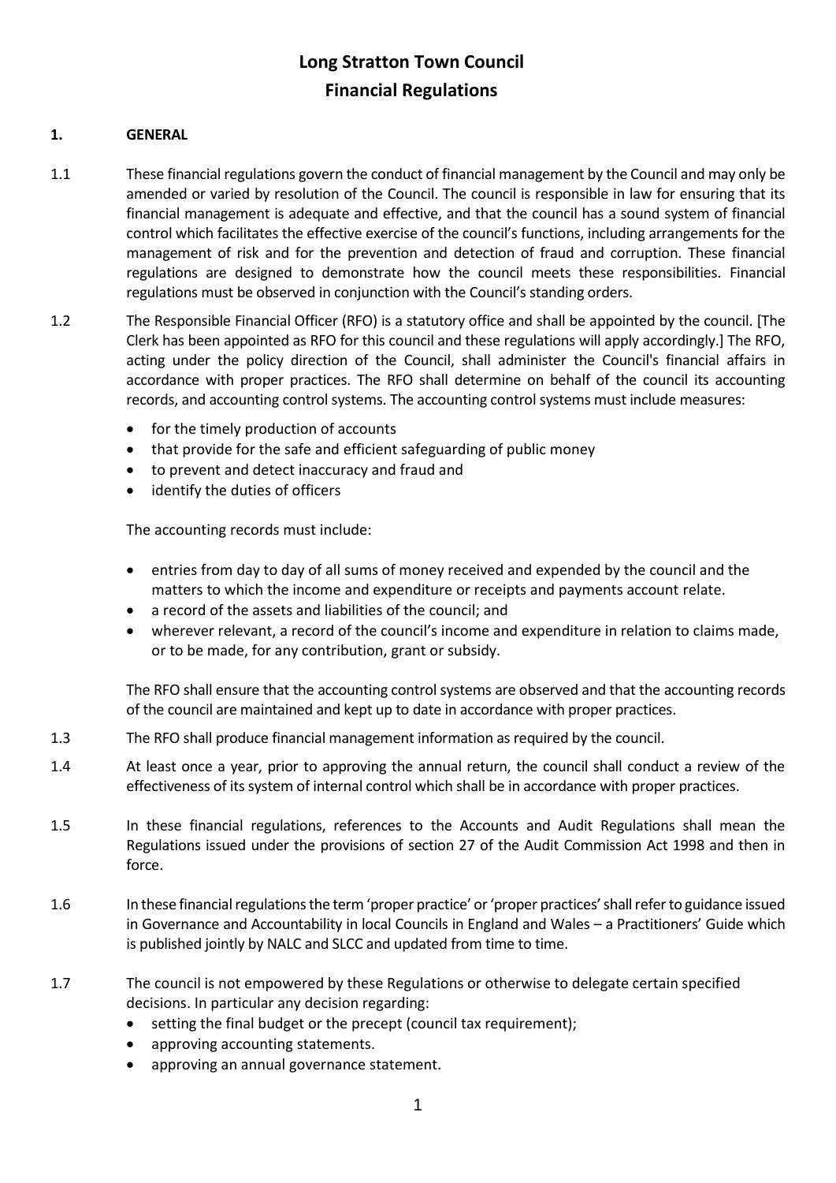# Long Stratton Town Council
# Financial Regulations

## 1. GENERAL

1.1 These financial regulations govern the conduct of financial management by the Council and may only be amended or varied by resolution of the Council. The council is responsible in law for ensuring that its financial management is adequate and effective, and that the council has a sound system of financial control which facilitates the effective exercise of the council's functions, including arrangements for the management of risk and for the prevention and detection of fraud and corruption. These financial regulations are designed to demonstrate how the council meets these responsibilities. Financial regulations must be observed in conjunction with the Council's standing orders.

1.2 The Responsible Financial Officer (RFO) is a statutory office and shall be appointed by the council. [The Clerk has been appointed as RFO for this council and these regulations will apply accordingly.] The RFO, acting under the policy direction of the Council, shall administer the Council's financial affairs in accordance with proper practices. The RFO shall determine on behalf of the council its accounting records, and accounting control systems. The accounting control systems must include measures:

- for the timely production of accounts
- that provide for the safe and efficient safeguarding of public money
- to prevent and detect inaccuracy and fraud and
- identify the duties of officers

The accounting records must include:

- entries from day to day of all sums of money received and expended by the council and the matters to which the income and expenditure or receipts and payments account relate.
- a record of the assets and liabilities of the council; and
- wherever relevant, a record of the council's income and expenditure in relation to claims made, or to be made, for any contribution, grant or subsidy.

The RFO shall ensure that the accounting control systems are observed and that the accounting records of the council are maintained and kept up to date in accordance with proper practices.

1.3 The RFO shall produce financial management information as required by the council.

1.4 At least once a year, prior to approving the annual return, the council shall conduct a review of the effectiveness of its system of internal control which shall be in accordance with proper practices.

1.5 In these financial regulations, references to the Accounts and Audit Regulations shall mean the Regulations issued under the provisions of section 27 of the Audit Commission Act 1998 and then in force.

1.6 In these financial regulations the term 'proper practice' or 'proper practices' shall refer to guidance issued in Governance and Accountability in local Councils in England and Wales – a Practitioners' Guide which is published jointly by NALC and SLCC and updated from time to time.

1.7 The council is not empowered by these Regulations or otherwise to delegate certain specified decisions. In particular any decision regarding:

- setting the final budget or the precept (council tax requirement);
- approving accounting statements.
- approving an annual governance statement.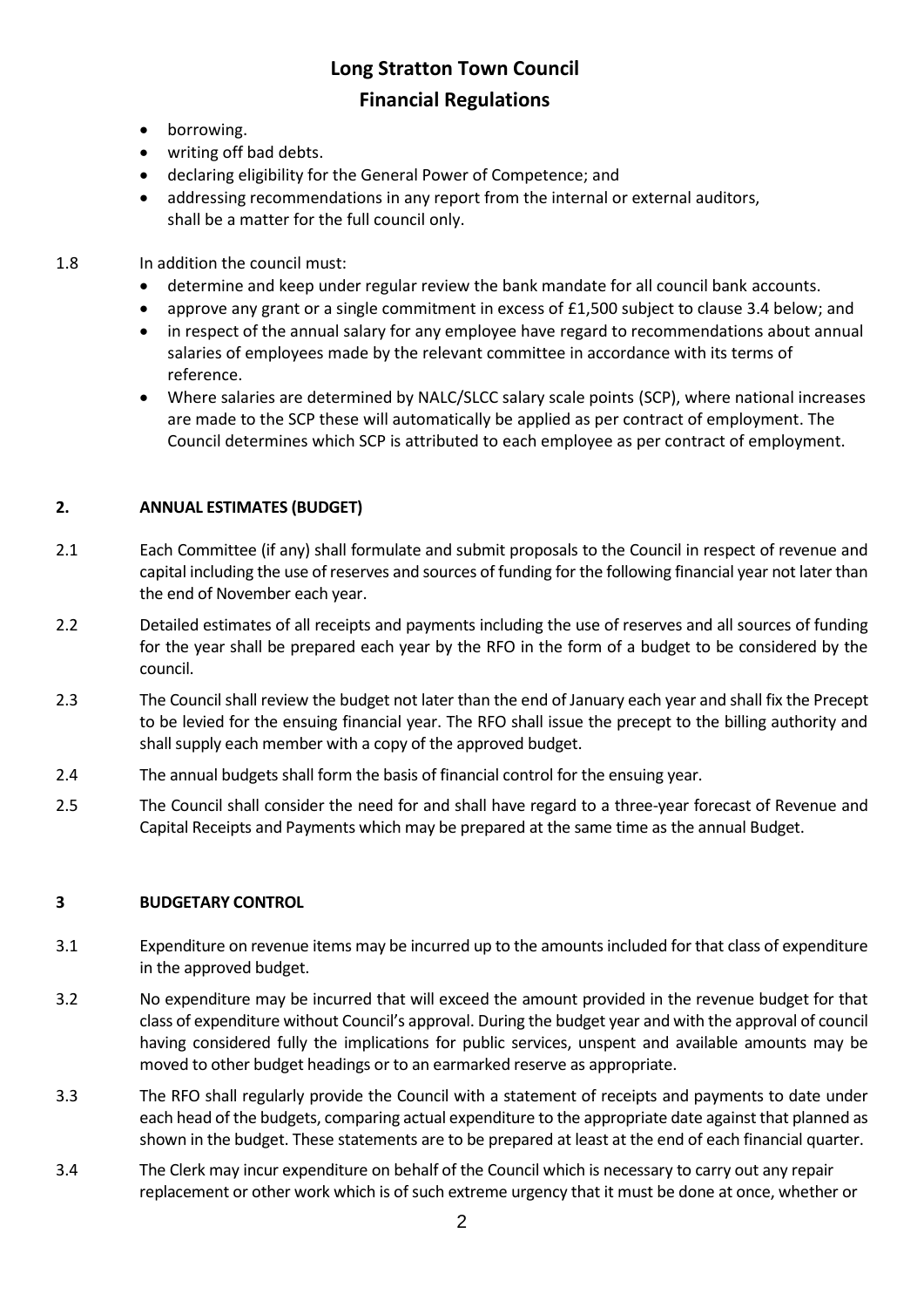- borrowing.
- writing off bad debts.
- declaring eligibility for the General Power of Competence; and
- addressing recommendations in any report from the internal or external auditors,

  shall be a matter for the full council only.

1.8 In addition the council must:

- determine and keep under regular review the bank mandate for all council bank accounts.
- approve any grant or a single commitment in excess of £1,500 subject to clause 3.4 below; and
- in respect of the annual salary for any employee have regard to recommendations about annual salaries of employees made by the relevant committee in accordance with its terms of reference.
- Where salaries are determined by NALC/SLCC salary scale points (SCP), where national increases are made to the SCP these will automatically be applied as per contract of employment. The Council determines which SCP is attributed to each employee as per contract of employment.

## 2. ANNUAL ESTIMATES (BUDGET)

2.1 Each Committee (if any) shall formulate and submit proposals to the Council in respect of revenue and capital including the use of reserves and sources of funding for the following financial year not later than the end of November each year.

2.2 Detailed estimates of all receipts and payments including the use of reserves and all sources of funding for the year shall be prepared each year by the RFO in the form of a budget to be considered by the council.

2.3 The Council shall review the budget not later than the end of January each year and shall fix the Precept to be levied for the ensuing financial year. The RFO shall issue the precept to the billing authority and shall supply each member with a copy of the approved budget.

2.4 The annual budgets shall form the basis of financial control for the ensuing year.

2.5 The Council shall consider the need for and shall have regard to a three-year forecast of Revenue and Capital Receipts and Payments which may be prepared at the same time as the annual Budget.

## 3 BUDGETARY CONTROL

3.1 Expenditure on revenue items may be incurred up to the amounts included for that class of expenditure in the approved budget.

3.2 No expenditure may be incurred that will exceed the amount provided in the revenue budget for that class of expenditure without Council's approval. During the budget year and with the approval of council having considered fully the implications for public services, unspent and available amounts may be moved to other budget headings or to an earmarked reserve as appropriate.

3.3 The RFO shall regularly provide the Council with a statement of receipts and payments to date under each head of the budgets, comparing actual expenditure to the appropriate date against that planned as shown in the budget. These statements are to be prepared at least at the end of each financial quarter.

3.4 The Clerk may incur expenditure on behalf of the Council which is necessary to carry out any repair replacement or other work which is of such extreme urgency that it must be done at once, whether or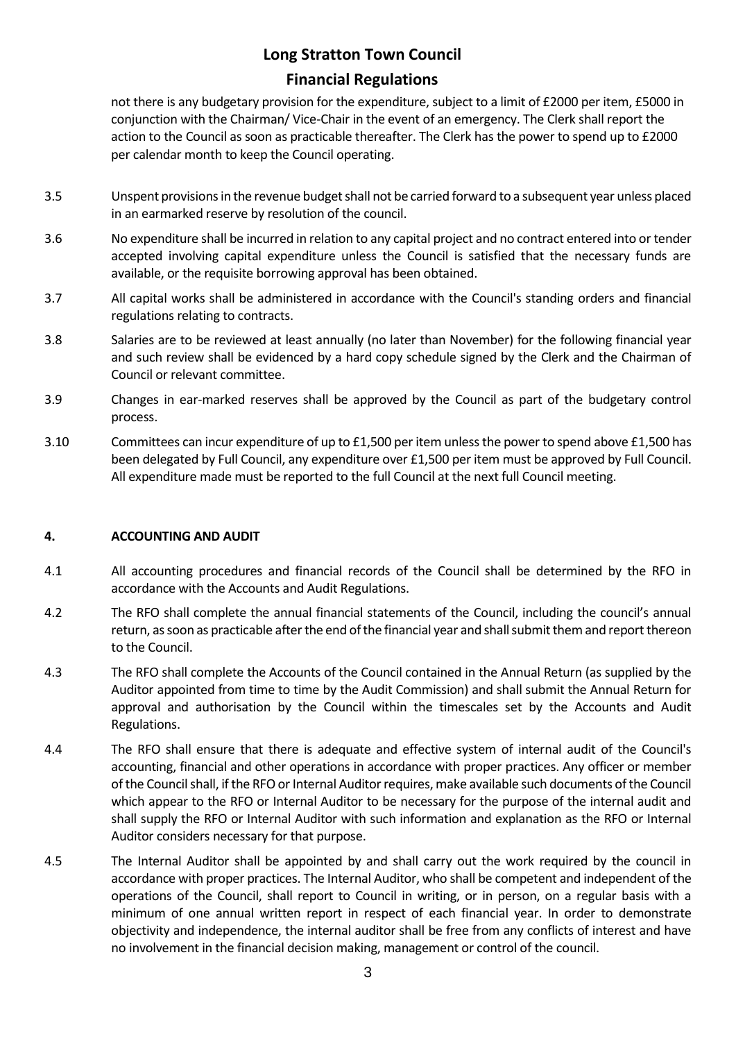not there is any budgetary provision for the expenditure, subject to a limit of £2000 per item, £5000 in conjunction with the Chairman/ Vice-Chair in the event of an emergency. The Clerk shall report the action to the Council as soon as practicable thereafter. The Clerk has the power to spend up to £2000 per calendar month to keep the Council operating.

3.5 Unspent provisions in the revenue budget shall not be carried forward to a subsequent year unless placed in an earmarked reserve by resolution of the council.

3.6 No expenditure shall be incurred in relation to any capital project and no contract entered into or tender accepted involving capital expenditure unless the Council is satisfied that the necessary funds are available, or the requisite borrowing approval has been obtained.

3.7 All capital works shall be administered in accordance with the Council's standing orders and financial regulations relating to contracts.

3.8 Salaries are to be reviewed at least annually (no later than November) for the following financial year and such review shall be evidenced by a hard copy schedule signed by the Clerk and the Chairman of Council or relevant committee.

3.9 Changes in ear-marked reserves shall be approved by the Council as part of the budgetary control process.

3.10 Committees can incur expenditure of up to £1,500 per item unless the power to spend above £1,500 has been delegated by Full Council, any expenditure over £1,500 per item must be approved by Full Council. All expenditure made must be reported to the full Council at the next full Council meeting.

## 4. ACCOUNTING AND AUDIT

4.1 All accounting procedures and financial records of the Council shall be determined by the RFO in accordance with the Accounts and Audit Regulations.

4.2 The RFO shall complete the annual financial statements of the Council, including the council's annual return, as soon as practicable after the end of the financial year and shall submit them and report thereon to the Council.

4.3 The RFO shall complete the Accounts of the Council contained in the Annual Return (as supplied by the Auditor appointed from time to time by the Audit Commission) and shall submit the Annual Return for approval and authorisation by the Council within the timescales set by the Accounts and Audit Regulations.

4.4 The RFO shall ensure that there is adequate and effective system of internal audit of the Council's accounting, financial and other operations in accordance with proper practices. Any officer or member of the Council shall, if the RFO or Internal Auditor requires, make available such documents of the Council which appear to the RFO or Internal Auditor to be necessary for the purpose of the internal audit and shall supply the RFO or Internal Auditor with such information and explanation as the RFO or Internal Auditor considers necessary for that purpose.

4.5 The Internal Auditor shall be appointed by and shall carry out the work required by the council in accordance with proper practices. The Internal Auditor, who shall be competent and independent of the operations of the Council, shall report to Council in writing, or in person, on a regular basis with a minimum of one annual written report in respect of each financial year. In order to demonstrate objectivity and independence, the internal auditor shall be free from any conflicts of interest and have no involvement in the financial decision making, management or control of the council.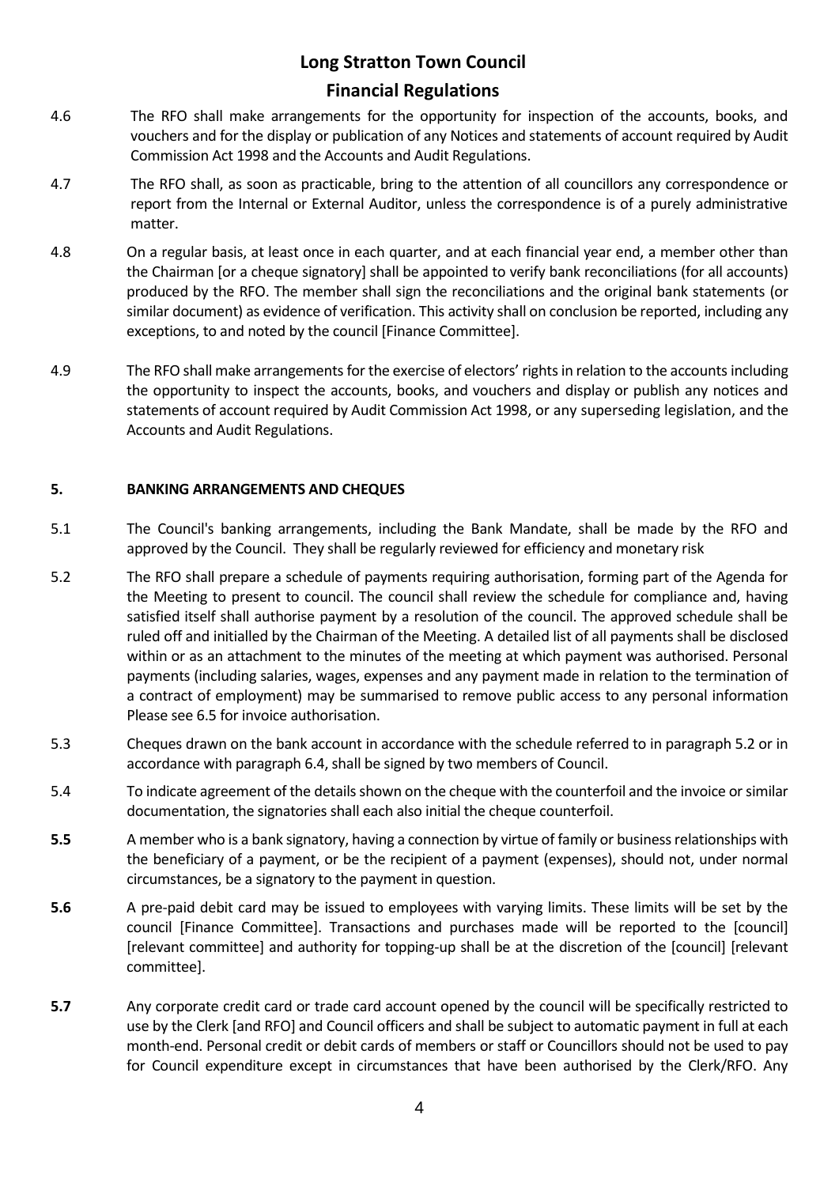4.6 The RFO shall make arrangements for the opportunity for inspection of the accounts, books, and vouchers and for the display or publication of any Notices and statements of account required by Audit Commission Act 1998 and the Accounts and Audit Regulations.

4.7 The RFO shall, as soon as practicable, bring to the attention of all councillors any correspondence or report from the Internal or External Auditor, unless the correspondence is of a purely administrative matter.

4.8 On a regular basis, at least once in each quarter, and at each financial year end, a member other than the Chairman [or a cheque signatory] shall be appointed to verify bank reconciliations (for all accounts) produced by the RFO. The member shall sign the reconciliations and the original bank statements (or similar document) as evidence of verification. This activity shall on conclusion be reported, including any exceptions, to and noted by the council [Finance Committee].

4.9 The RFO shall make arrangements for the exercise of electors' rights in relation to the accounts including the opportunity to inspect the accounts, books, and vouchers and display or publish any notices and statements of account required by Audit Commission Act 1998, or any superseding legislation, and the Accounts and Audit Regulations.

## 5. BANKING ARRANGEMENTS AND CHEQUES

5.1 The Council's banking arrangements, including the Bank Mandate, shall be made by the RFO and approved by the Council. They shall be regularly reviewed for efficiency and monetary risk

5.2 The RFO shall prepare a schedule of payments requiring authorisation, forming part of the Agenda for the Meeting to present to council. The council shall review the schedule for compliance and, having satisfied itself shall authorise payment by a resolution of the council. The approved schedule shall be ruled off and initialled by the Chairman of the Meeting. A detailed list of all payments shall be disclosed within or as an attachment to the minutes of the meeting at which payment was authorised. Personal payments (including salaries, wages, expenses and any payment made in relation to the termination of a contract of employment) may be summarised to remove public access to any personal information Please see 6.5 for invoice authorisation.

5.3 Cheques drawn on the bank account in accordance with the schedule referred to in paragraph 5.2 or in accordance with paragraph 6.4, shall be signed by two members of Council.

5.4 To indicate agreement of the details shown on the cheque with the counterfoil and the invoice or similar documentation, the signatories shall each also initial the cheque counterfoil.

**5.5** A member who is a bank signatory, having a connection by virtue of family or business relationships with the beneficiary of a payment, or be the recipient of a payment (expenses), should not, under normal circumstances, be a signatory to the payment in question.

**5.6** A pre-paid debit card may be issued to employees with varying limits. These limits will be set by the council [Finance Committee]. Transactions and purchases made will be reported to the [council] [relevant committee] and authority for topping-up shall be at the discretion of the [council] [relevant committee].

**5.7** Any corporate credit card or trade card account opened by the council will be specifically restricted to use by the Clerk [and RFO] and Council officers and shall be subject to automatic payment in full at each month-end. Personal credit or debit cards of members or staff or Councillors should not be used to pay for Council expenditure except in circumstances that have been authorised by the Clerk/RFO. Any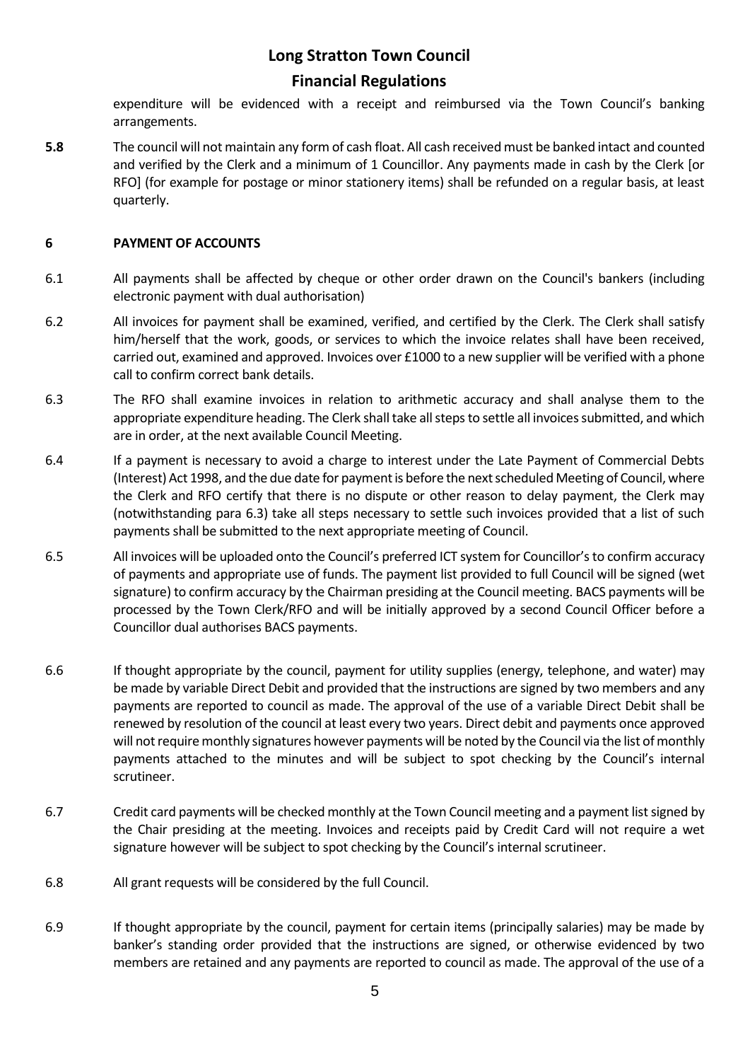expenditure will be evidenced with a receipt and reimbursed via the Town Council's banking arrangements.

**5.8** The council will not maintain any form of cash float. All cash received must be banked intact and counted and verified by the Clerk and a minimum of 1 Councillor. Any payments made in cash by the Clerk [or RFO] (for example for postage or minor stationery items) shall be refunded on a regular basis, at least quarterly.

## 6 PAYMENT OF ACCOUNTS

6.1 All payments shall be affected by cheque or other order drawn on the Council's bankers (including electronic payment with dual authorisation)

6.2 All invoices for payment shall be examined, verified, and certified by the Clerk. The Clerk shall satisfy him/herself that the work, goods, or services to which the invoice relates shall have been received, carried out, examined and approved. Invoices over £1000 to a new supplier will be verified with a phone call to confirm correct bank details.

6.3 The RFO shall examine invoices in relation to arithmetic accuracy and shall analyse them to the appropriate expenditure heading. The Clerk shall take all steps to settle all invoices submitted, and which are in order, at the next available Council Meeting.

6.4 If a payment is necessary to avoid a charge to interest under the Late Payment of Commercial Debts (Interest) Act 1998, and the due date for payment is before the next scheduled Meeting of Council, where the Clerk and RFO certify that there is no dispute or other reason to delay payment, the Clerk may (notwithstanding para 6.3) take all steps necessary to settle such invoices provided that a list of such payments shall be submitted to the next appropriate meeting of Council.

6.5 All invoices will be uploaded onto the Council's preferred ICT system for Councillor's to confirm accuracy of payments and appropriate use of funds. The payment list provided to full Council will be signed (wet signature) to confirm accuracy by the Chairman presiding at the Council meeting. BACS payments will be processed by the Town Clerk/RFO and will be initially approved by a second Council Officer before a Councillor dual authorises BACS payments.

6.6 If thought appropriate by the council, payment for utility supplies (energy, telephone, and water) may be made by variable Direct Debit and provided that the instructions are signed by two members and any payments are reported to council as made. The approval of the use of a variable Direct Debit shall be renewed by resolution of the council at least every two years. Direct debit and payments once approved will not require monthly signatures however payments will be noted by the Council via the list of monthly payments attached to the minutes and will be subject to spot checking by the Council's internal scrutineer.

6.7 Credit card payments will be checked monthly at the Town Council meeting and a payment list signed by the Chair presiding at the meeting. Invoices and receipts paid by Credit Card will not require a wet signature however will be subject to spot checking by the Council's internal scrutineer.

6.8 All grant requests will be considered by the full Council.

6.9 If thought appropriate by the council, payment for certain items (principally salaries) may be made by banker's standing order provided that the instructions are signed, or otherwise evidenced by two members are retained and any payments are reported to council as made. The approval of the use of a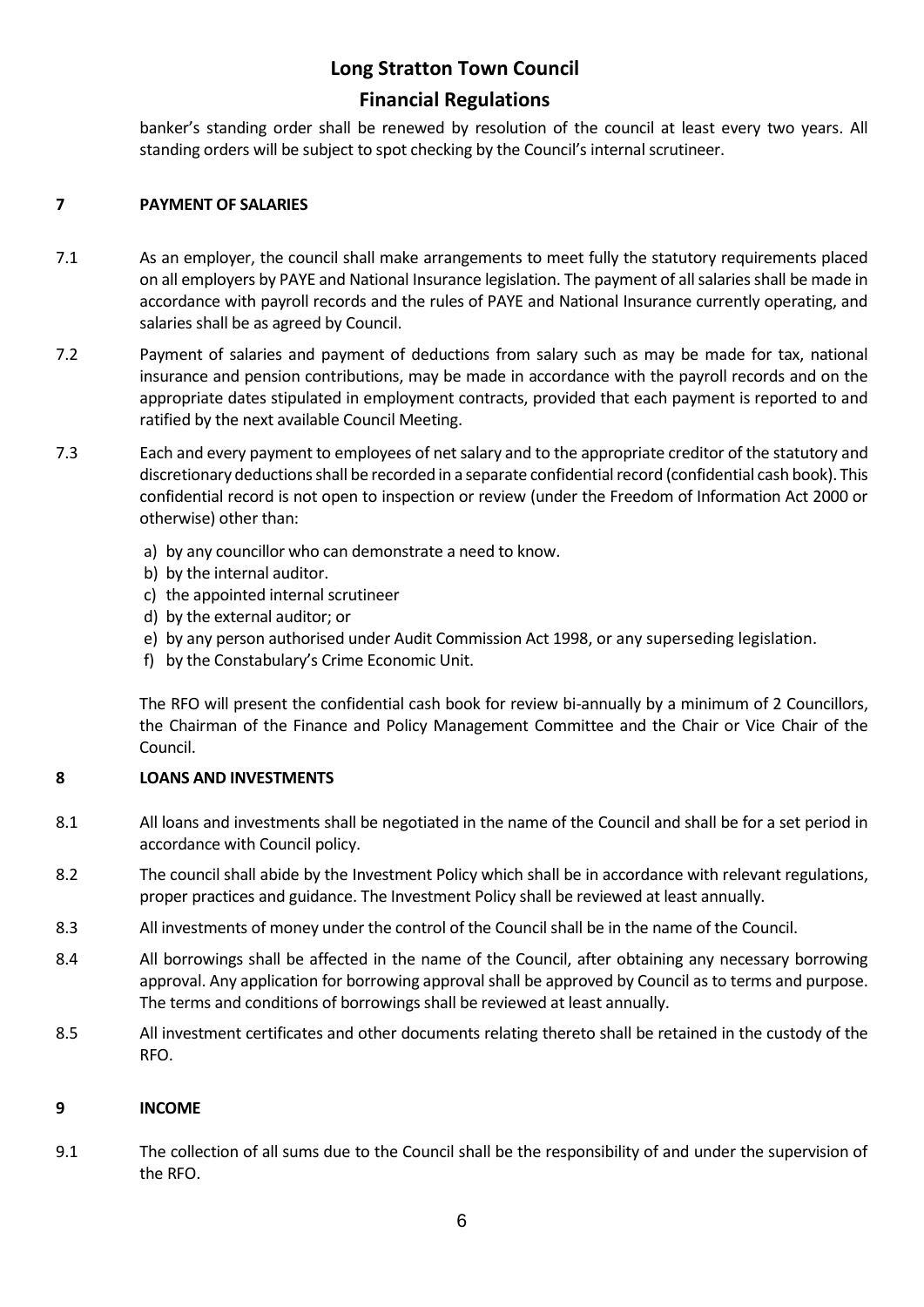banker's standing order shall be renewed by resolution of the council at least every two years. All standing orders will be subject to spot checking by the Council's internal scrutineer.

## 7 PAYMENT OF SALARIES

7.1 As an employer, the council shall make arrangements to meet fully the statutory requirements placed on all employers by PAYE and National Insurance legislation. The payment of all salaries shall be made in accordance with payroll records and the rules of PAYE and National Insurance currently operating, and salaries shall be as agreed by Council.

7.2 Payment of salaries and payment of deductions from salary such as may be made for tax, national insurance and pension contributions, may be made in accordance with the payroll records and on the appropriate dates stipulated in employment contracts, provided that each payment is reported to and ratified by the next available Council Meeting.

7.3 Each and every payment to employees of net salary and to the appropriate creditor of the statutory and discretionary deductions shall be recorded in a separate confidential record (confidential cash book). This confidential record is not open to inspection or review (under the Freedom of Information Act 2000 or otherwise) other than:

a) by any councillor who can demonstrate a need to know.
b) by the internal auditor.
c) the appointed internal scrutineer
d) by the external auditor; or
e) by any person authorised under Audit Commission Act 1998, or any superseding legislation.
f) by the Constabulary's Crime Economic Unit.

The RFO will present the confidential cash book for review bi-annually by a minimum of 2 Councillors, the Chairman of the Finance and Policy Management Committee and the Chair or Vice Chair of the Council.

## 8 LOANS AND INVESTMENTS

8.1 All loans and investments shall be negotiated in the name of the Council and shall be for a set period in accordance with Council policy.

8.2 The council shall abide by the Investment Policy which shall be in accordance with relevant regulations, proper practices and guidance. The Investment Policy shall be reviewed at least annually.

8.3 All investments of money under the control of the Council shall be in the name of the Council.

8.4 All borrowings shall be affected in the name of the Council, after obtaining any necessary borrowing approval. Any application for borrowing approval shall be approved by Council as to terms and purpose. The terms and conditions of borrowings shall be reviewed at least annually.

8.5 All investment certificates and other documents relating thereto shall be retained in the custody of the RFO.

## 9 INCOME

9.1 The collection of all sums due to the Council shall be the responsibility of and under the supervision of the RFO.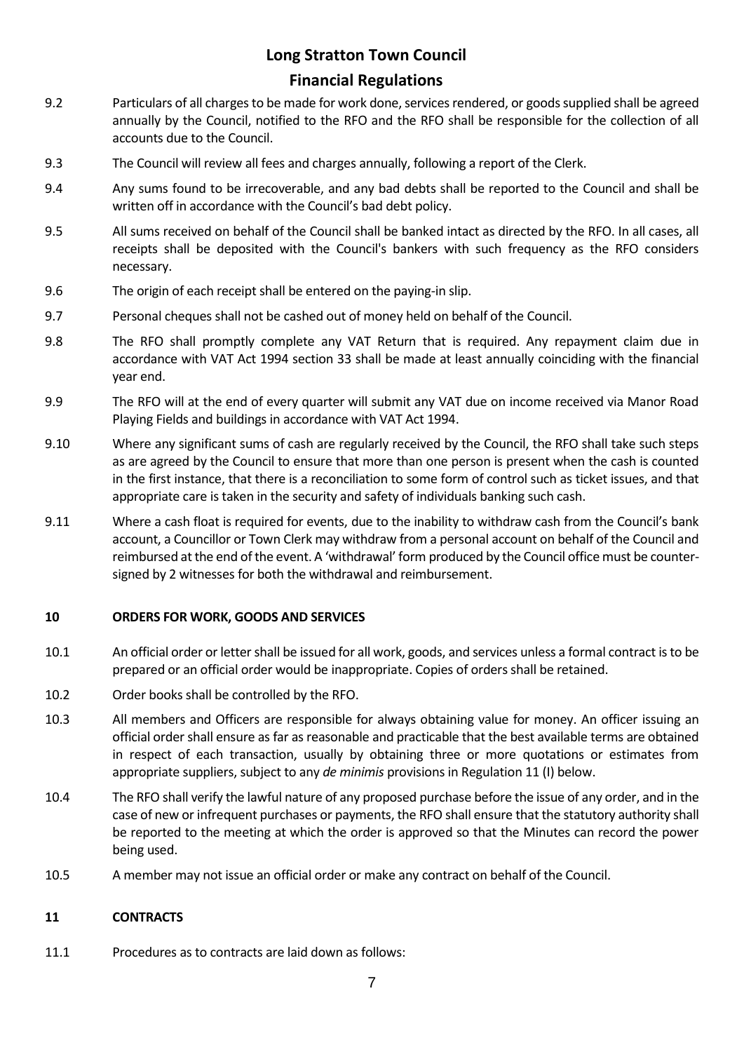9.2 Particulars of all charges to be made for work done, services rendered, or goods supplied shall be agreed annually by the Council, notified to the RFO and the RFO shall be responsible for the collection of all accounts due to the Council.

9.3 The Council will review all fees and charges annually, following a report of the Clerk.

9.4 Any sums found to be irrecoverable, and any bad debts shall be reported to the Council and shall be written off in accordance with the Council's bad debt policy.

9.5 All sums received on behalf of the Council shall be banked intact as directed by the RFO. In all cases, all receipts shall be deposited with the Council's bankers with such frequency as the RFO considers necessary.

9.6 The origin of each receipt shall be entered on the paying-in slip.

9.7 Personal cheques shall not be cashed out of money held on behalf of the Council.

9.8 The RFO shall promptly complete any VAT Return that is required. Any repayment claim due in accordance with VAT Act 1994 section 33 shall be made at least annually coinciding with the financial year end.

9.9 The RFO will at the end of every quarter will submit any VAT due on income received via Manor Road Playing Fields and buildings in accordance with VAT Act 1994.

9.10 Where any significant sums of cash are regularly received by the Council, the RFO shall take such steps as are agreed by the Council to ensure that more than one person is present when the cash is counted in the first instance, that there is a reconciliation to some form of control such as ticket issues, and that appropriate care is taken in the security and safety of individuals banking such cash.

9.11 Where a cash float is required for events, due to the inability to withdraw cash from the Council's bank account, a Councillor or Town Clerk may withdraw from a personal account on behalf of the Council and reimbursed at the end of the event. A 'withdrawal' form produced by the Council office must be counter-signed by 2 witnesses for both the withdrawal and reimbursement.

## 10 ORDERS FOR WORK, GOODS AND SERVICES

10.1 An official order or letter shall be issued for all work, goods, and services unless a formal contract is to be prepared or an official order would be inappropriate. Copies of orders shall be retained.

10.2 Order books shall be controlled by the RFO.

10.3 All members and Officers are responsible for always obtaining value for money. An officer issuing an official order shall ensure as far as reasonable and practicable that the best available terms are obtained in respect of each transaction, usually by obtaining three or more quotations or estimates from appropriate suppliers, subject to any *de minimis* provisions in Regulation 11 (I) below.

10.4 The RFO shall verify the lawful nature of any proposed purchase before the issue of any order, and in the case of new or infrequent purchases or payments, the RFO shall ensure that the statutory authority shall be reported to the meeting at which the order is approved so that the Minutes can record the power being used.

10.5 A member may not issue an official order or make any contract on behalf of the Council.

## 11 CONTRACTS

11.1 Procedures as to contracts are laid down as follows: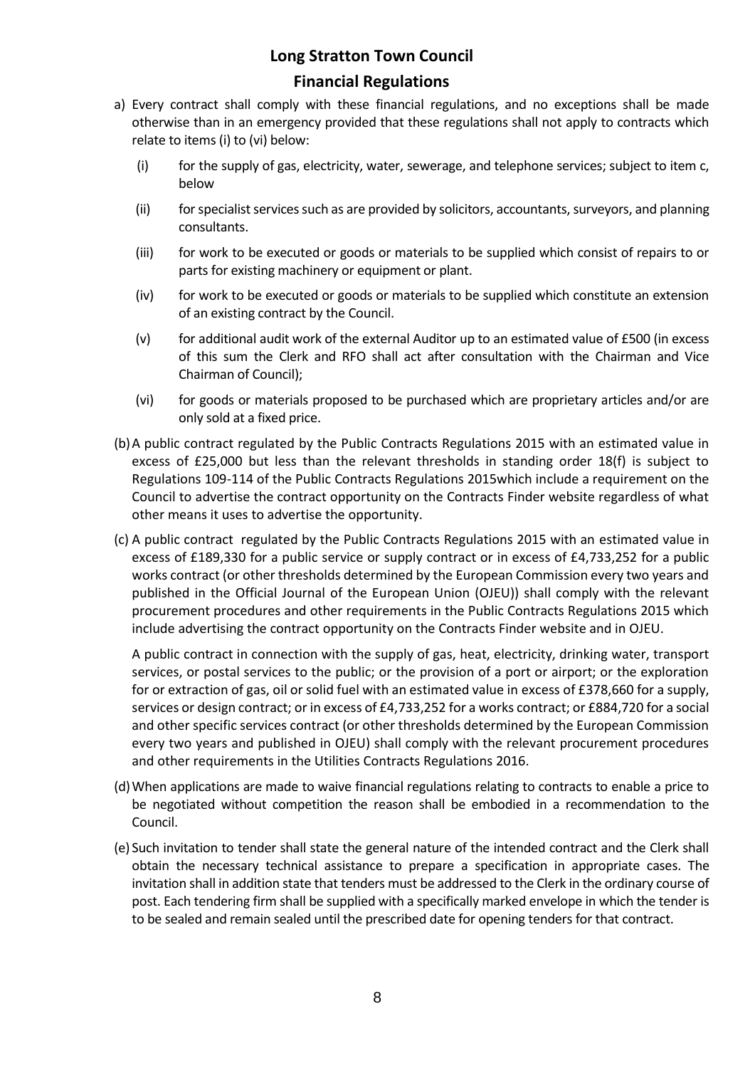**Long Stratton Town Council**

**Financial Regulations**

a) Every contract shall comply with these financial regulations, and no exceptions shall be made otherwise than in an emergency provided that these regulations shall not apply to contracts which relate to items (i) to (vi) below:

   (i) for the supply of gas, electricity, water, sewerage, and telephone services; subject to item c, below

   (ii) for specialist services such as are provided by solicitors, accountants, surveyors, and planning consultants.

   (iii) for work to be executed or goods or materials to be supplied which consist of repairs to or parts for existing machinery or equipment or plant.

   (iv) for work to be executed or goods or materials to be supplied which constitute an extension of an existing contract by the Council.

   (v) for additional audit work of the external Auditor up to an estimated value of £500 (in excess of this sum the Clerk and RFO shall act after consultation with the Chairman and Vice Chairman of Council);

   (vi) for goods or materials proposed to be purchased which are proprietary articles and/or are only sold at a fixed price.

(b) A public contract regulated by the Public Contracts Regulations 2015 with an estimated value in excess of £25,000 but less than the relevant thresholds in standing order 18(f) is subject to Regulations 109-114 of the Public Contracts Regulations 2015which include a requirement on the Council to advertise the contract opportunity on the Contracts Finder website regardless of what other means it uses to advertise the opportunity.

(c) A public contract regulated by the Public Contracts Regulations 2015 with an estimated value in excess of £189,330 for a public service or supply contract or in excess of £4,733,252 for a public works contract (or other thresholds determined by the European Commission every two years and published in the Official Journal of the European Union (OJEU)) shall comply with the relevant procurement procedures and other requirements in the Public Contracts Regulations 2015 which include advertising the contract opportunity on the Contracts Finder website and in OJEU.

A public contract in connection with the supply of gas, heat, electricity, drinking water, transport services, or postal services to the public; or the provision of a port or airport; or the exploration for or extraction of gas, oil or solid fuel with an estimated value in excess of £378,660 for a supply, services or design contract; or in excess of £4,733,252 for a works contract; or £884,720 for a social and other specific services contract (or other thresholds determined by the European Commission every two years and published in OJEU) shall comply with the relevant procurement procedures and other requirements in the Utilities Contracts Regulations 2016.

(d) When applications are made to waive financial regulations relating to contracts to enable a price to be negotiated without competition the reason shall be embodied in a recommendation to the Council.

(e) Such invitation to tender shall state the general nature of the intended contract and the Clerk shall obtain the necessary technical assistance to prepare a specification in appropriate cases. The invitation shall in addition state that tenders must be addressed to the Clerk in the ordinary course of post. Each tendering firm shall be supplied with a specifically marked envelope in which the tender is to be sealed and remain sealed until the prescribed date for opening tenders for that contract.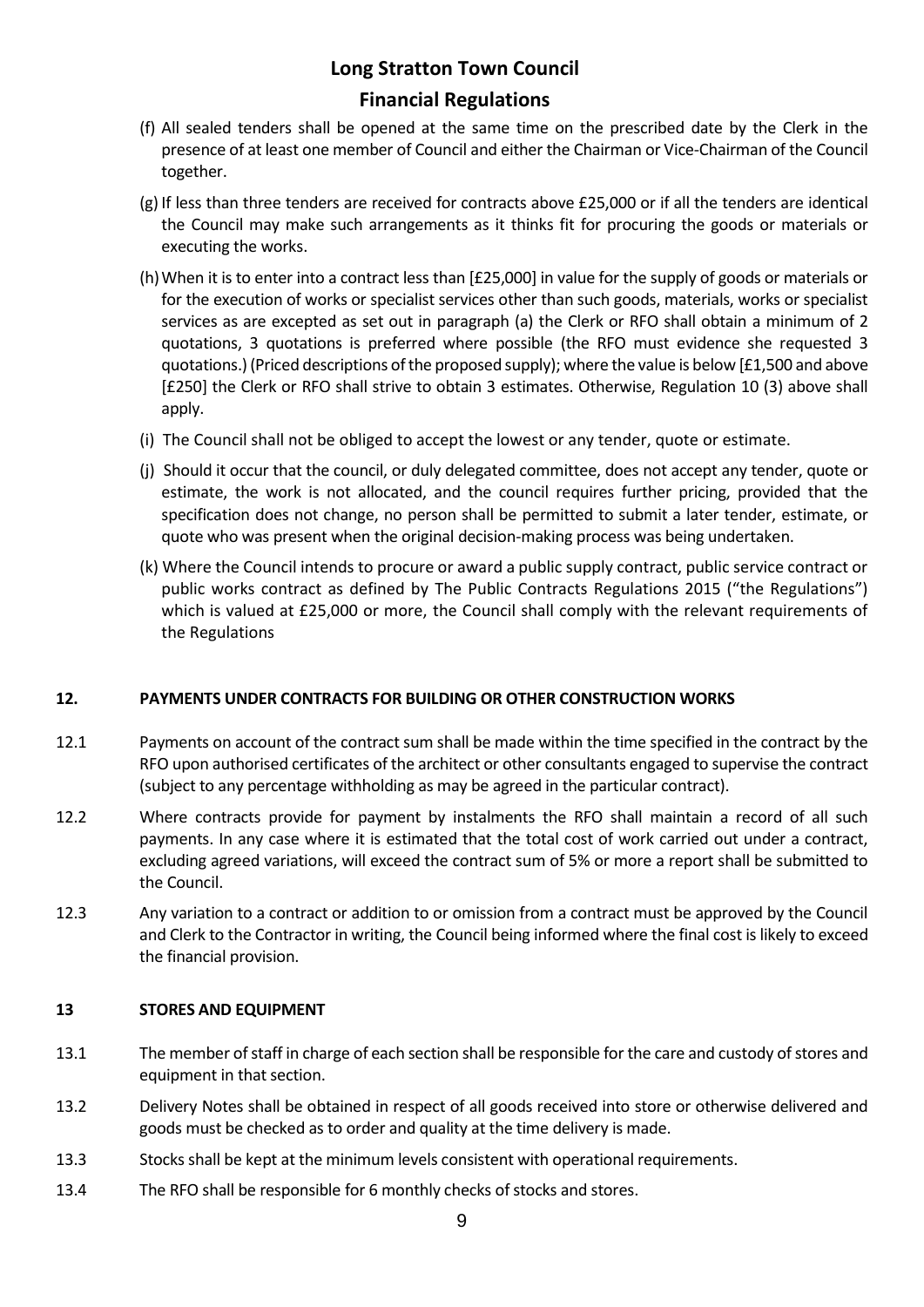(f) All sealed tenders shall be opened at the same time on the prescribed date by the Clerk in the presence of at least one member of Council and either the Chairman or Vice-Chairman of the Council together.

(g) If less than three tenders are received for contracts above £25,000 or if all the tenders are identical the Council may make such arrangements as it thinks fit for procuring the goods or materials or executing the works.

(h) When it is to enter into a contract less than [£25,000] in value for the supply of goods or materials or for the execution of works or specialist services other than such goods, materials, works or specialist services as are excepted as set out in paragraph (a) the Clerk or RFO shall obtain a minimum of 2 quotations, 3 quotations is preferred where possible (the RFO must evidence she requested 3 quotations.) (Priced descriptions of the proposed supply); where the value is below [£1,500 and above [£250] the Clerk or RFO shall strive to obtain 3 estimates. Otherwise, Regulation 10 (3) above shall apply.

(i) The Council shall not be obliged to accept the lowest or any tender, quote or estimate.

(j) Should it occur that the council, or duly delegated committee, does not accept any tender, quote or estimate, the work is not allocated, and the council requires further pricing, provided that the specification does not change, no person shall be permitted to submit a later tender, estimate, or quote who was present when the original decision-making process was being undertaken.

(k) Where the Council intends to procure or award a public supply contract, public service contract or public works contract as defined by The Public Contracts Regulations 2015 ("the Regulations") which is valued at £25,000 or more, the Council shall comply with the relevant requirements of the Regulations

## 12. PAYMENTS UNDER CONTRACTS FOR BUILDING OR OTHER CONSTRUCTION WORKS

12.1 Payments on account of the contract sum shall be made within the time specified in the contract by the RFO upon authorised certificates of the architect or other consultants engaged to supervise the contract (subject to any percentage withholding as may be agreed in the particular contract).

12.2 Where contracts provide for payment by instalments the RFO shall maintain a record of all such payments. In any case where it is estimated that the total cost of work carried out under a contract, excluding agreed variations, will exceed the contract sum of 5% or more a report shall be submitted to the Council.

12.3 Any variation to a contract or addition to or omission from a contract must be approved by the Council and Clerk to the Contractor in writing, the Council being informed where the final cost is likely to exceed the financial provision.

## 13 STORES AND EQUIPMENT

13.1 The member of staff in charge of each section shall be responsible for the care and custody of stores and equipment in that section.

13.2 Delivery Notes shall be obtained in respect of all goods received into store or otherwise delivered and goods must be checked as to order and quality at the time delivery is made.

13.3 Stocks shall be kept at the minimum levels consistent with operational requirements.

13.4 The RFO shall be responsible for 6 monthly checks of stocks and stores.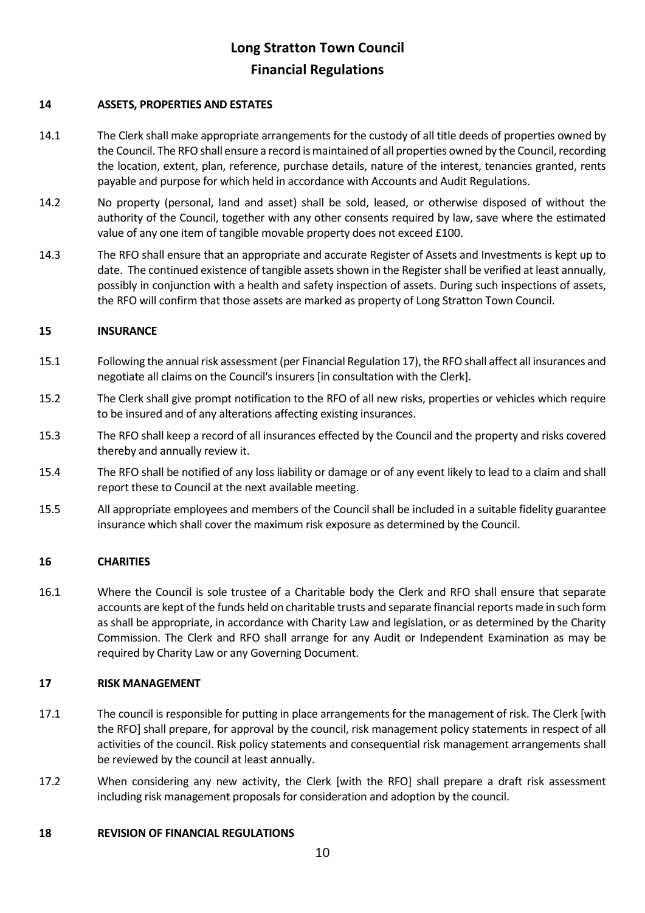# Long Stratton Town Council
# Financial Regulations

## 14 ASSETS, PROPERTIES AND ESTATES

14.1 The Clerk shall make appropriate arrangements for the custody of all title deeds of properties owned by the Council. The RFO shall ensure a record is maintained of all properties owned by the Council, recording the location, extent, plan, reference, purchase details, nature of the interest, tenancies granted, rents payable and purpose for which held in accordance with Accounts and Audit Regulations.

14.2 No property (personal, land and asset) shall be sold, leased, or otherwise disposed of without the authority of the Council, together with any other consents required by law, save where the estimated value of any one item of tangible movable property does not exceed £100.

14.3 The RFO shall ensure that an appropriate and accurate Register of Assets and Investments is kept up to date. The continued existence of tangible assets shown in the Register shall be verified at least annually, possibly in conjunction with a health and safety inspection of assets. During such inspections of assets, the RFO will confirm that those assets are marked as property of Long Stratton Town Council.

## 15 INSURANCE

15.1 Following the annual risk assessment (per Financial Regulation 17), the RFO shall affect all insurances and negotiate all claims on the Council's insurers [in consultation with the Clerk].

15.2 The Clerk shall give prompt notification to the RFO of all new risks, properties or vehicles which require to be insured and of any alterations affecting existing insurances.

15.3 The RFO shall keep a record of all insurances effected by the Council and the property and risks covered thereby and annually review it.

15.4 The RFO shall be notified of any loss liability or damage or of any event likely to lead to a claim and shall report these to Council at the next available meeting.

15.5 All appropriate employees and members of the Council shall be included in a suitable fidelity guarantee insurance which shall cover the maximum risk exposure as determined by the Council.

## 16 CHARITIES

16.1 Where the Council is sole trustee of a Charitable body the Clerk and RFO shall ensure that separate accounts are kept of the funds held on charitable trusts and separate financial reports made in such form as shall be appropriate, in accordance with Charity Law and legislation, or as determined by the Charity Commission. The Clerk and RFO shall arrange for any Audit or Independent Examination as may be required by Charity Law or any Governing Document.

## 17 RISK MANAGEMENT

17.1 The council is responsible for putting in place arrangements for the management of risk. The Clerk [with the RFO] shall prepare, for approval by the council, risk management policy statements in respect of all activities of the council. Risk policy statements and consequential risk management arrangements shall be reviewed by the council at least annually.

17.2 When considering any new activity, the Clerk [with the RFO] shall prepare a draft risk assessment including risk management proposals for consideration and adoption by the council.

## 18 REVISION OF FINANCIAL REGULATIONS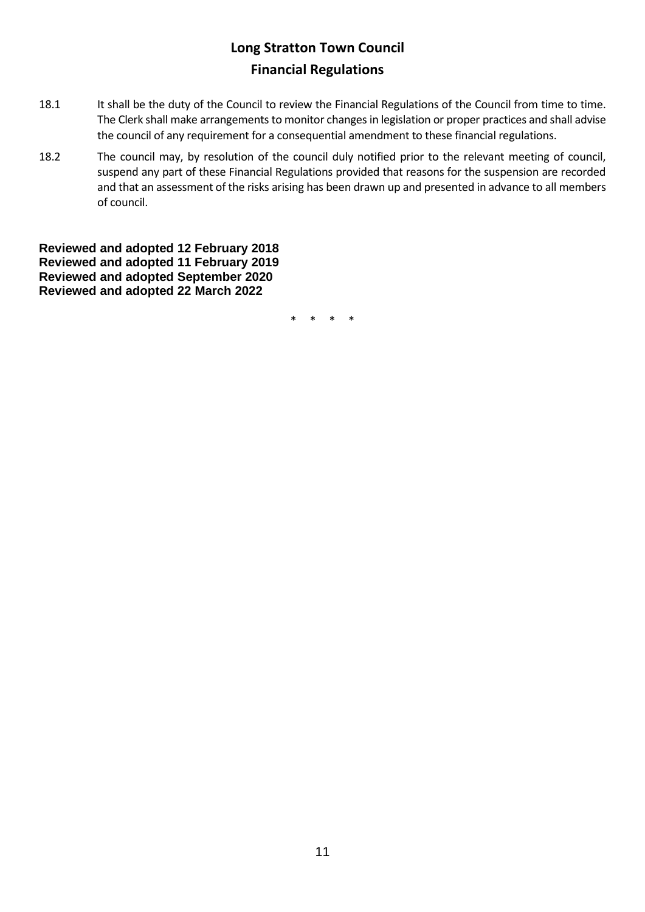18.1 It shall be the duty of the Council to review the Financial Regulations of the Council from time to time. The Clerk shall make arrangements to monitor changes in legislation or proper practices and shall advise the council of any requirement for a consequential amendment to these financial regulations.

18.2 The council may, by resolution of the council duly notified prior to the relevant meeting of council, suspend any part of these Financial Regulations provided that reasons for the suspension are recorded and that an assessment of the risks arising has been drawn up and presented in advance to all members of council.

**Reviewed and adopted 12 February 2018**
**Reviewed and adopted 11 February 2019**
**Reviewed and adopted September 2020**
**Reviewed and adopted 22 March 2022**

\* \* \* \*